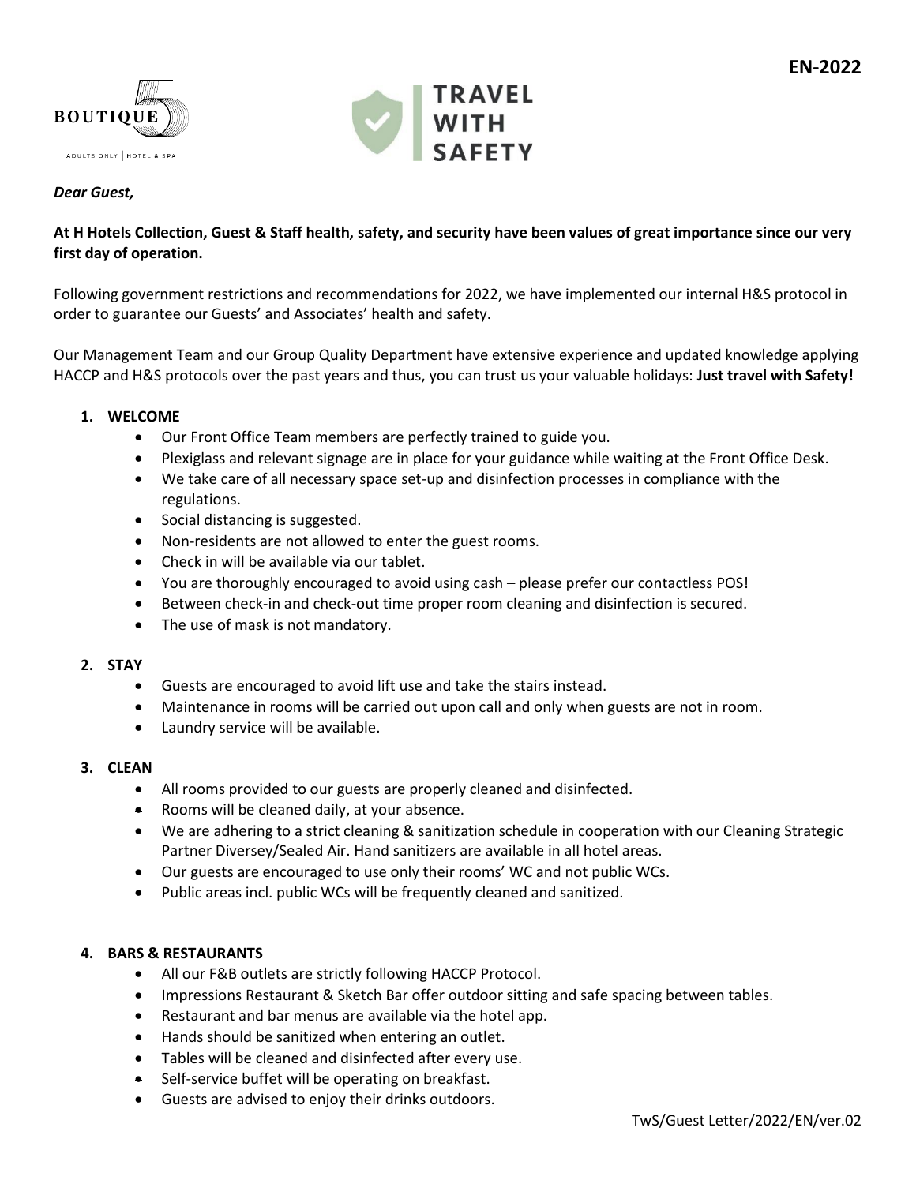EN-2022

BOUTIQUE 5

ADULTS ONLY | HOTEL & SPA

TRAVEL WITH SAFETY

***Dear Guest,***

**At H Hotels Collection, Guest & Staff health, safety, and security have been values of great importance since our very first day of operation.**

Following government restrictions and recommendations for 2022, we have implemented our internal H&S protocol in order to guarantee our Guests' and Associates' health and safety.

Our Management Team and our Group Quality Department have extensive experience and updated knowledge applying HACCP and H&S protocols over the past years and thus, you can trust us your valuable holidays: **Just travel with Safety!**

1. **WELCOME**
   - Our Front Office Team members are perfectly trained to guide you.
   - Plexiglass and relevant signage are in place for your guidance while waiting at the Front Office Desk.
   - We take care of all necessary space set-up and disinfection processes in compliance with the regulations.
   - Social distancing is suggested.
   - Non-residents are not allowed to enter the guest rooms.
   - Check in will be available via our tablet.
   - You are thoroughly encouraged to avoid using cash – please prefer our contactless POS!
   - Between check-in and check-out time proper room cleaning and disinfection is secured.
   - The use of mask is not mandatory.

2. **STAY**
   - Guests are encouraged to avoid lift use and take the stairs instead.
   - Maintenance in rooms will be carried out upon call and only when guests are not in room.
   - Laundry service will be available.

3. **CLEAN**
   - All rooms provided to our guests are properly cleaned and disinfected.
   - Rooms will be cleaned daily, at your absence.
   - We are adhering to a strict cleaning & sanitization schedule in cooperation with our Cleaning Strategic Partner Diversey/Sealed Air. Hand sanitizers are available in all hotel areas.
   - Our guests are encouraged to use only their rooms' WC and not public WCs.
   - Public areas incl. public WCs will be frequently cleaned and sanitized.

4. **BARS & RESTAURANTS**
   - All our F&B outlets are strictly following HACCP Protocol.
   - Impressions Restaurant & Sketch Bar offer outdoor sitting and safe spacing between tables.
   - Restaurant and bar menus are available via the hotel app.
   - Hands should be sanitized when entering an outlet.
   - Tables will be cleaned and disinfected after every use.
   - Self-service buffet will be operating on breakfast.
   - Guests are advised to enjoy their drinks outdoors.

TwS/Guest Letter/2022/EN/ver.02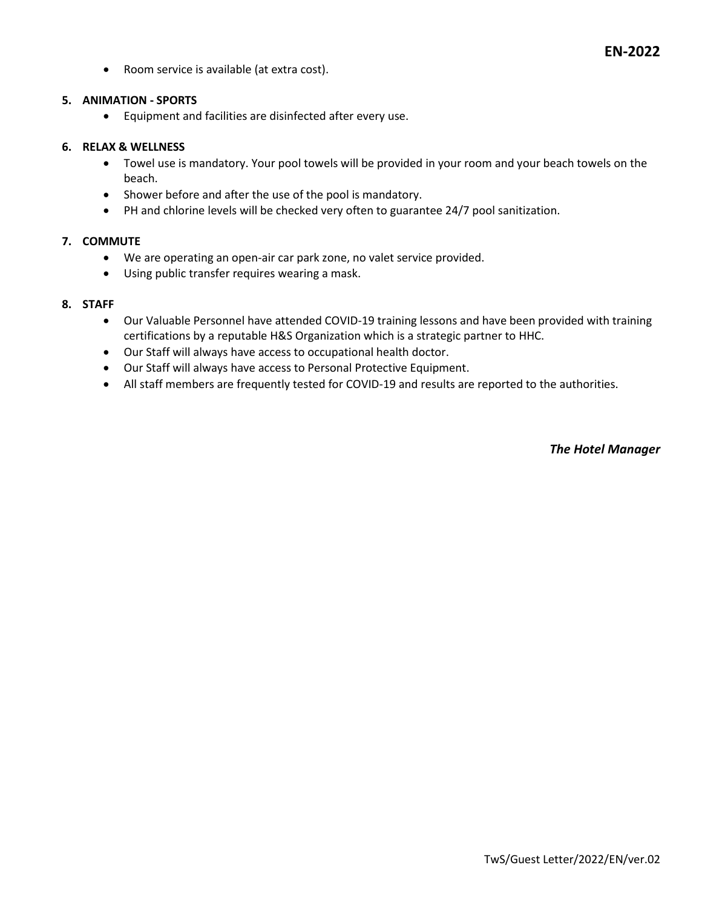- Room service is available (at extra cost).

5. **ANIMATION - SPORTS**
   - Equipment and facilities are disinfected after every use.

6. **RELAX & WELLNESS**
   - Towel use is mandatory. Your pool towels will be provided in your room and your beach towels on the beach.
   - Shower before and after the use of the pool is mandatory.
   - PH and chlorine levels will be checked very often to guarantee 24/7 pool sanitization.

7. **COMMUTE**
   - We are operating an open-air car park zone, no valet service provided.
   - Using public transfer requires wearing a mask.

8. **STAFF**
   - Our Valuable Personnel have attended COVID-19 training lessons and have been provided with training certifications by a reputable H&S Organization which is a strategic partner to HHC.
   - Our Staff will always have access to occupational health doctor.
   - Our Staff will always have access to Personal Protective Equipment.
   - All staff members are frequently tested for COVID-19 and results are reported to the authorities.

***The Hotel Manager***